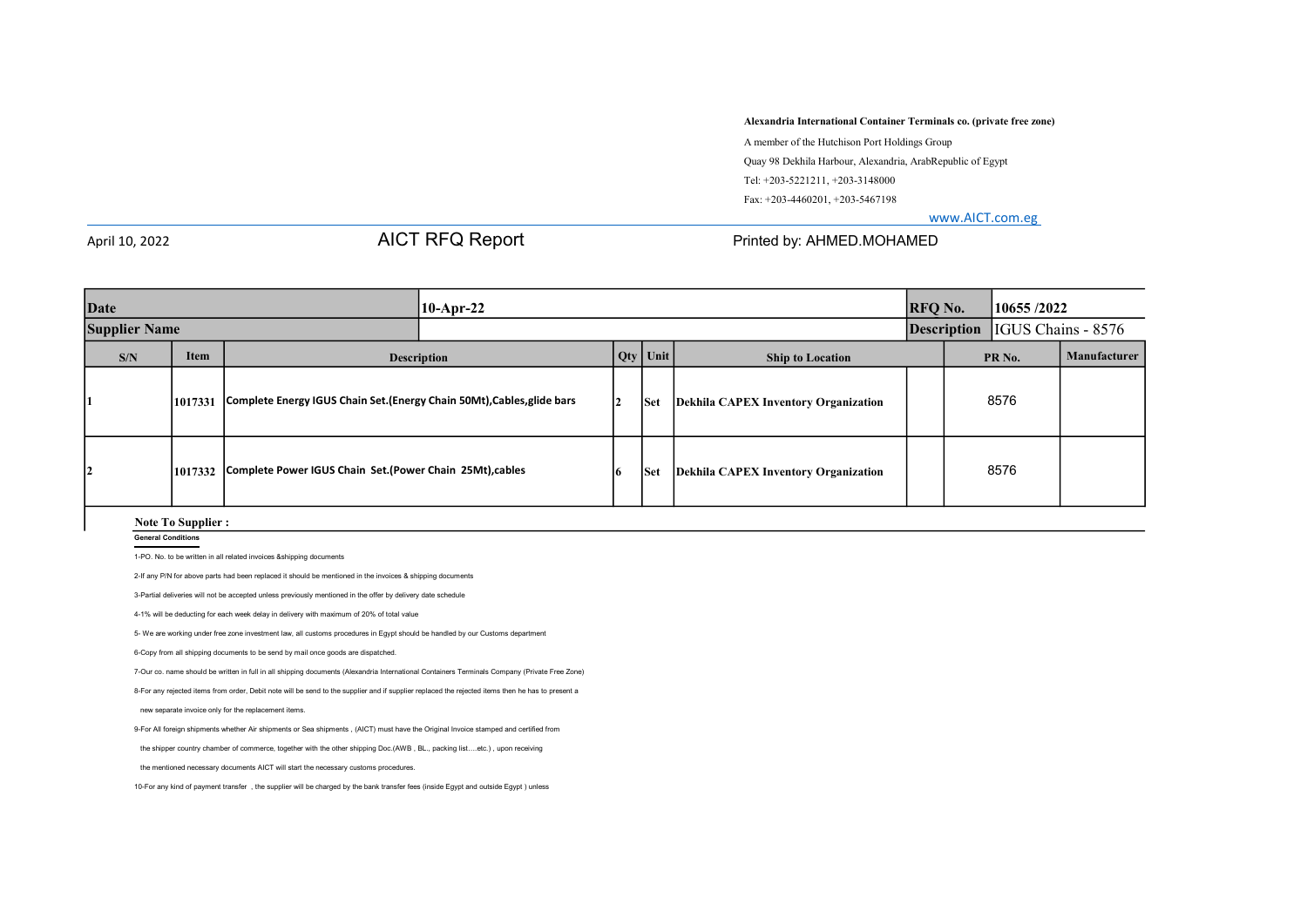**Alexandria International Container Terminals co. (private free zone)**

A member of the Hutchison Port Holdings Group

Quay 98 Dekhila Harbour, Alexandria, ArabRepublic of Egypt

Tel: +203-5221211, +203-3148000

Fax: +203-4460201, +203-5467198

www.AICT.com.eg

April 10, 2022

# AICT RFQ Report

Printed by: AHMED.MOHAMED

| **Date** | | **10-Apr-22** | | | | **RFQ No.** | **10655 /2022** | |
|---|---|---|---|---|---|---|---|---|
| **Supplier Name** | | | | | | **Description** | IGUS Chains - 8576 | |
| **S/N** | **Item** | **Description** | **Qty** | **Unit** | **Ship to Location** | | **PR No.** | **Manufacturer** |
| **1** | **1017331** | **Complete Energy IGUS Chain Set.(Energy Chain 50Mt),Cables,glide bars** | **2** | **Set** | **Dekhila CAPEX Inventory Organization** | | 8576 | |
| **2** | **1017332** | **Complete Power IGUS Chain Set.(Power Chain 25Mt),cables** | **6** | **Set** | **Dekhila CAPEX Inventory Organization** | | 8576 | |

**Note To Supplier :**

**General Conditions**

1-PO. No. to be written in all related invoices &shipping documents

2-If any P/N for above parts had been replaced it should be mentioned in the invoices & shipping documents

3-Partial deliveries will not be accepted unless previously mentioned in the offer by delivery date schedule

4-1% will be deducting for each week delay in delivery with maximum of 20% of total value

5- We are working under free zone investment law, all customs procedures in Egypt should be handled by our Customs department

6-Copy from all shipping documents to be send by mail once goods are dispatched.

7-Our co. name should be written in full in all shipping documents (Alexandria International Containers Terminals Company (Private Free Zone)

8-For any rejected items from order, Debit note will be send to the supplier and if supplier replaced the rejected items then he has to present a new separate invoice only for the replacement items.

9-For All foreign shipments whether Air shipments or Sea shipments , (AICT) must have the Original Invoice stamped and certified from the shipper country chamber of commerce, together with the other shipping Doc.(AWB , BL., packing list….etc.) , upon receiving the mentioned necessary documents AICT will start the necessary customs procedures.

10-For any kind of payment transfer , the supplier will be charged by the bank transfer fees (inside Egypt and outside Egypt ) unless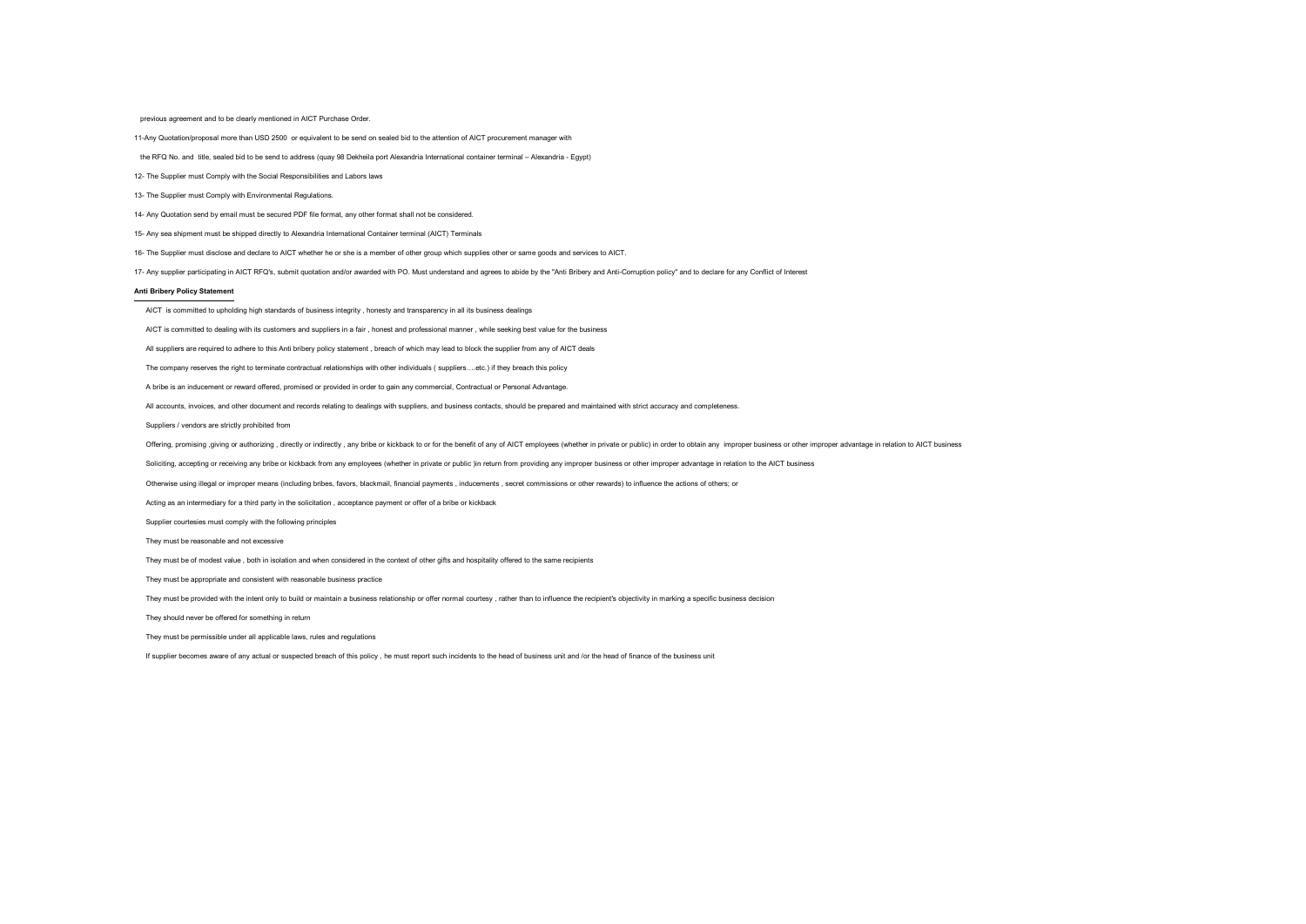previous agreement and to be clearly mentioned in AICT Purchase Order.

11-Any Quotation/proposal more than USD 2500 or equivalent to be send on sealed bid to the attention of AICT procurement manager with

the RFQ No. and title, sealed bid to be send to address (quay 98 Dekheila port Alexandria International container terminal – Alexandria - Egypt)

12- The Supplier must Comply with the Social Responsibilities and Labors laws

13- The Supplier must Comply with Environmental Regulations.

14- Any Quotation send by email must be secured PDF file format, any other format shall not be considered.

15- Any sea shipment must be shipped directly to Alexandria International Container terminal (AICT) Terminals

16- The Supplier must disclose and declare to AICT whether he or she is a member of other group which supplies other or same goods and services to AICT.

17- Any supplier participating in AICT RFQ's, submit quotation and/or awarded with PO. Must understand and agrees to abide by the "Anti Bribery and Anti-Corruption policy" and to declare for any Conflict of Interest

**Anti Bribery Policy Statement**

AICT is committed to upholding high standards of business integrity , honesty and transparency in all its business dealings

AICT is committed to dealing with its customers and suppliers in a fair , honest and professional manner , while seeking best value for the business

All suppliers are required to adhere to this Anti bribery policy statement , breach of which may lead to block the supplier from any of AICT deals

The company reserves the right to terminate contractual relationships with other individuals ( suppliers….etc.) if they breach this policy

A bribe is an inducement or reward offered, promised or provided in order to gain any commercial, Contractual or Personal Advantage.

All accounts, invoices, and other document and records relating to dealings with suppliers, and business contacts, should be prepared and maintained with strict accuracy and completeness.

Suppliers / vendors are strictly prohibited from

Offering, promising ,giving or authorizing , directly or indirectly , any bribe or kickback to or for the benefit of any of AICT employees (whether in private or public) in order to obtain any improper business or other improper advantage in relation to AICT business

Soliciting, accepting or receiving any bribe or kickback from any employees (whether in private or public )in return from providing any improper business or other improper advantage in relation to the AICT business

Otherwise using illegal or improper means (including bribes, favors, blackmail, financial payments , inducements , secret commissions or other rewards) to influence the actions of others; or

Acting as an intermediary for a third party in the solicitation , acceptance payment or offer of a bribe or kickback

Supplier courtesies must comply with the following principles

They must be reasonable and not excessive

They must be of modest value , both in isolation and when considered in the context of other gifts and hospitality offered to the same recipients

They must be appropriate and consistent with reasonable business practice

They must be provided with the intent only to build or maintain a business relationship or offer normal courtesy , rather than to influence the recipient's objectivity in marking a specific business decision

They should never be offered for something in return

They must be permissible under all applicable laws, rules and regulations

If supplier becomes aware of any actual or suspected breach of this policy , he must report such incidents to the head of business unit and /or the head of finance of the business unit